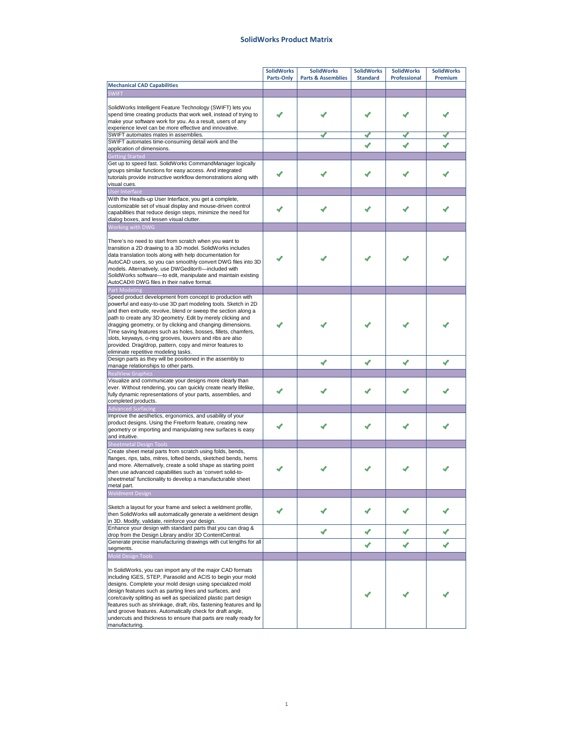# SolidWorks Product Matrix

| | SolidWorks Parts-Only | SolidWorks Parts & Assemblies | SolidWorks Standard | SolidWorks Professional | SolidWorks Premium |
|---|---|---|---|---|---|
| **Mechanical CAD Capabilities** | | | | | |
| SWIFT | | | | | |
| SolidWorks Intelligent Feature Technology (SWIFT) lets you spend time creating products that work well, instead of trying to make your software work for you. As a result, users of any experience level can be more effective and innovative. | ✓ | ✓ | ✓ | ✓ | ✓ |
| SWIFT automates mates in assemblies. | | ✓ | ✓ | ✓ | ✓ |
| SWIFT automates time-consuming detail work and the application of dimensions. | | | ✓ | ✓ | ✓ |
| Getting Started | | | | | |
| Get up to speed fast. SolidWorks CommandManager logically groups similar functions for easy access. And integrated tutorials provide instructive workflow demonstrations along with visual cues. | ✓ | ✓ | ✓ | ✓ | ✓ |
| User Interface | | | | | |
| With the Heads-up User Interface, you get a complete, customizable set of visual display and mouse-driven control capabilities that reduce design steps, minimize the need for dialog boxes, and lessen visual clutter. | ✓ | ✓ | ✓ | ✓ | ✓ |
| Working with DWG | | | | | |
| There's no need to start from scratch when you want to transition a 2D drawing to a 3D model. SolidWorks includes data translation tools along with help documentation for AutoCAD users, so you can smoothly convert DWG files into 3D models. Alternatively, use DWGeditor®—included with SolidWorks software—to edit, manipulate and maintain existing AutoCAD® DWG files in their native format. | ✓ | ✓ | ✓ | ✓ | ✓ |
| Part Modeling | | | | | |
| Speed product development from concept to production with powerful and easy-to-use 3D part modeling tools. Sketch in 2D and then extrude, revolve, blend or sweep the section along a path to create any 3D geometry. Edit by merely clicking and dragging geometry, or by clicking and changing dimensions. Time saving features such as holes, bosses, fillets, chamfers, slots, keyways, o-ring grooves, louvers and ribs are also provided. Drag/drop, pattern, copy and mirror features to eliminate repetitive modeling tasks. | ✓ | ✓ | ✓ | ✓ | ✓ |
| Design parts as they will be positioned in the assembly to manage relationships to other parts. | | ✓ | ✓ | ✓ | ✓ |
| RealView Graphics | | | | | |
| Visualize and communicate your designs more clearly than ever. Without rendering, you can quickly create nearly lifelike, fully dynamic representations of your parts, assemblies, and completed products. | ✓ | ✓ | ✓ | ✓ | ✓ |
| Advanced Surfacing | | | | | |
| Improve the aesthetics, ergonomics, and usability of your product designs. Using the Freeform feature, creating new geometry or importing and manipulating new surfaces is easy and intuitive. | ✓ | ✓ | ✓ | ✓ | ✓ |
| Sheetmetal Design Tools | | | | | |
| Create sheet metal parts from scratch using folds, bends, flanges, rips, tabs, mitres, lofted bends, sketched bends, hems and more. Alternatively, create a solid shape as starting point then use advanced capabilities such as 'convert solid-to-sheetmetal' functionality to develop a manufacturable sheet metal part. | ✓ | ✓ | ✓ | ✓ | ✓ |
| Weldment Design | | | | | |
| Sketch a layout for your frame and select a weldment profile, then SolidWorks will automatically generate a weldment design in 3D. Modify, validate, reinforce your design. | ✓ | ✓ | ✓ | ✓ | ✓ |
| Enhance your design with standard parts that you can drag & drop from the Design Library and/or 3D ContentCentral. | | ✓ | ✓ | ✓ | ✓ |
| Generate precise manufacturing drawings with cut lengths for all segments. | | | ✓ | ✓ | ✓ |
| Mold Design Tools | | | | | |
| In SolidWorks, you can import any of the major CAD formats including IGES, STEP, Parasolid and ACIS to begin your mold designs. Complete your mold design using specialized mold design features such as parting lines and surfaces, and core/cavity splitting as well as specialized plastic part design features such as shrinkage, draft, ribs, fastening features and lip and groove features. Automatically check for draft angle, undercuts and thickness to ensure that parts are really ready for manufacturing. | | | ✓ | ✓ | ✓ |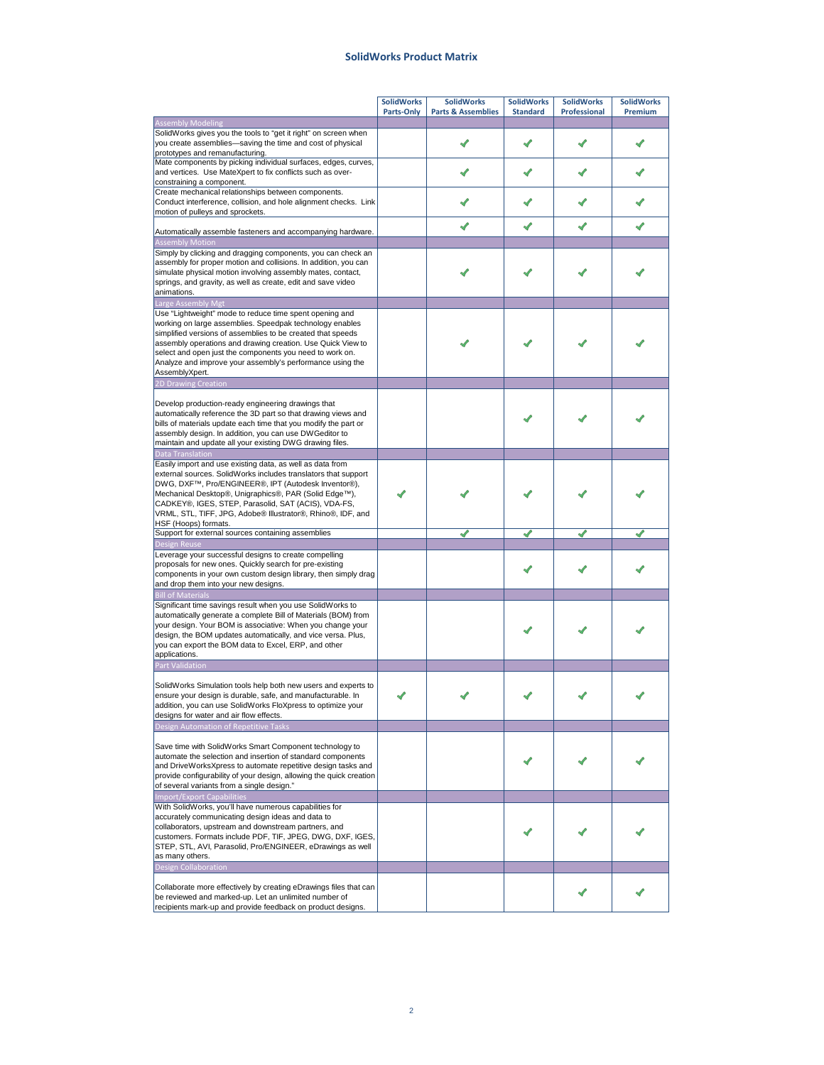## SolidWorks Product Matrix

| | SolidWorks Parts-Only | SolidWorks Parts & Assemblies | SolidWorks Standard | SolidWorks Professional | SolidWorks Premium |
|---|---|---|---|---|---|
| **Assembly Modeling** | | | | | |
| SolidWorks gives you the tools to "get it right" on screen when you create assemblies—saving the time and cost of physical prototypes and remanufacturing. | | ✓ | ✓ | ✓ | ✓ |
| Mate components by picking individual surfaces, edges, curves, and vertices. Use MateXpert to fix conflicts such as over-constraining a component. | | ✓ | ✓ | ✓ | ✓ |
| Create mechanical relationships between components. Conduct interference, collision, and hole alignment checks. Link motion of pulleys and sprockets. | | ✓ | ✓ | ✓ | ✓ |
| Automatically assemble fasteners and accompanying hardware. | | ✓ | ✓ | ✓ | ✓ |
| **Assembly Motion** | | | | | |
| Simply by clicking and dragging components, you can check an assembly for proper motion and collisions. In addition, you can simulate physical motion involving assembly mates, contact, springs, and gravity, as well as create, edit and save video animations. | | ✓ | ✓ | ✓ | ✓ |
| **Large Assembly Mgt** | | | | | |
| Use "Lightweight" mode to reduce time spent opening and working on large assemblies. Speedpak technology enables simplified versions of assemblies to be created that speeds assembly operations and drawing creation. Use Quick View to select and open just the components you need to work on. Analyze and improve your assembly's performance using the AssemblyXpert. | | ✓ | ✓ | ✓ | ✓ |
| **2D Drawing Creation** | | | | | |
| Develop production-ready engineering drawings that automatically reference the 3D part so that drawing views and bills of materials update each time that you modify the part or assembly design. In addition, you can use DWGeditor to maintain and update all your existing DWG drawing files. | | | ✓ | ✓ | ✓ |
| **Data Translation** | | | | | |
| Easily import and use existing data, as well as data from external sources. SolidWorks includes translators that support DWG, DXF™, Pro/ENGINEER®, IPT (Autodesk Inventor®), Mechanical Desktop®, Unigraphics®, PAR (Solid Edge™), CADKEY®, IGES, STEP, Parasolid, SAT (ACIS), VDA-FS, VRML, STL, TIFF, JPG, Adobe® Illustrator®, Rhino®, IDF, and HSF (Hoops) formats. | ✓ | ✓ | ✓ | ✓ | ✓ |
| Support for external sources containing assemblies | | ✓ | ✓ | ✓ | ✓ |
| **Design Reuse** | | | | | |
| Leverage your successful designs to create compelling proposals for new ones. Quickly search for pre-existing components in your own custom design library, then simply drag and drop them into your new designs. | | | ✓ | ✓ | ✓ |
| **Bill of Materials** | | | | | |
| Significant time savings result when you use SolidWorks to automatically generate a complete Bill of Materials (BOM) from your design. Your BOM is associative: When you change your design, the BOM updates automatically, and vice versa. Plus, you can export the BOM data to Excel, ERP, and other applications. | | | ✓ | ✓ | ✓ |
| **Part Validation** | | | | | |
| SolidWorks Simulation tools help both new users and experts to ensure your design is durable, safe, and manufacturable. In addition, you can use SolidWorks FloXpress to optimize your designs for water and air flow effects. | ✓ | ✓ | ✓ | ✓ | ✓ |
| **Design Automation of Repetitive Tasks** | | | | | |
| Save time with SolidWorks Smart Component technology to automate the selection and insertion of standard components and DriveWorksXpress to automate repetitive design tasks and provide configurability of your design, allowing the quick creation of several variants from a single design." | | | ✓ | ✓ | ✓ |
| **Import/Export Capabilities** | | | | | |
| With SolidWorks, you'll have numerous capabilities for accurately communicating design ideas and data to collaborators, upstream and downstream partners, and customers. Formats include PDF, TIF, JPEG, DWG, DXF, IGES, STEP, STL, AVI, Parasolid, Pro/ENGINEER, eDrawings as well as many others. | | | ✓ | ✓ | ✓ |
| **Design Collaboration** | | | | | |
| Collaborate more effectively by creating eDrawings files that can be reviewed and marked-up. Let an unlimited number of recipients mark-up and provide feedback on product designs. | | | | ✓ | ✓ |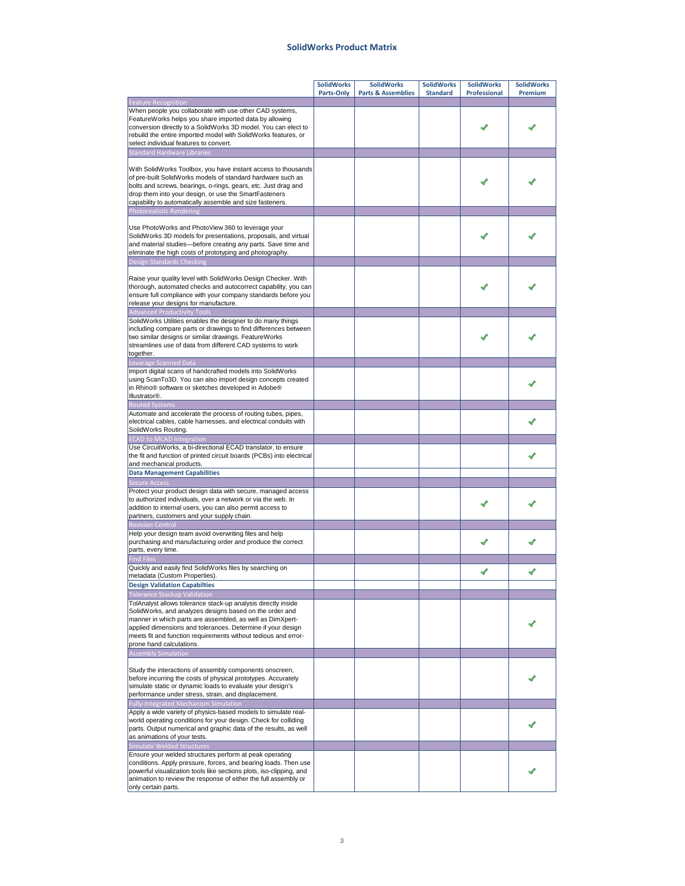## SolidWorks Product Matrix

| | SolidWorks Parts-Only | SolidWorks Parts & Assemblies | SolidWorks Standard | SolidWorks Professional | SolidWorks Premium |
|---|---|---|---|---|---|
| Feature Recognition | | | | | |
| When people you collaborate with use other CAD systems, FeatureWorks helps you share imported data by allowing conversion directly to a SolidWorks 3D model. You can elect to rebuild the entire imported model with SolidWorks features, or select individual features to convert. | | | | ✓ | ✓ |
| Standard Hardware Libraries | | | | | |
| With SolidWorks Toolbox, you have instant access to thousands of pre-built SolidWorks models of standard hardware such as bolts and screws, bearings, o-rings, gears, etc. Just drag and drop them into your design, or use the SmartFasteners capability to automatically assemble and size fasteners. | | | | ✓ | ✓ |
| Photorealistic Rendering | | | | | |
| Use PhotoWorks and PhotoView 360 to leverage your SolidWorks 3D models for presentations, proposals, and virtual and material studies—before creating any parts. Save time and eliminate the high costs of prototyping and photography. | | | | ✓ | ✓ |
| Design Standards Checking | | | | | |
| Raise your quality level with SolidWorks Design Checker. With thorough, automated checks and autocorrect capability, you can ensure full compliance with your company standards before you release your designs for manufacture. | | | | ✓ | ✓ |
| Advanced Productivity Tools | | | | | |
| SolidWorks Utilities enables the designer to do many things including compare parts or drawings to find differences between two similar designs or similar drawings. FeatureWorks streamlines use of data from different CAD systems to work together. | | | | ✓ | ✓ |
| Leverage Scanned Data | | | | | |
| Import digital scans of handcrafted models into SolidWorks using ScanTo3D. You can also import design concepts created in Rhino® software or sketches developed in Adobe® Illustrator®. | | | | | ✓ |
| Routed Systems | | | | | |
| Automate and accelerate the process of routing tubes, pipes, electrical cables, cable harnesses, and electrical conduits with SolidWorks Routing. | | | | | ✓ |
| ECAD to MCAD Integration | | | | | |
| Use CircuitWorks, a bi-directional ECAD translator, to ensure the fit and function of printed circuit boards (PCBs) into electrical and mechanical products. | | | | | ✓ |
| **Data Management Capabilities** | | | | | |
| Secure Access | | | | | |
| Protect your product design data with secure, managed access to authorized individuals, over a network or via the web. In addition to internal users, you can also permit access to partners, customers and your supply chain. | | | | ✓ | ✓ |
| Revision Control | | | | | |
| Help your design team avoid overwriting files and help purchasing and manufacturing order and produce the correct parts, every time. | | | | ✓ | ✓ |
| Find Files | | | | | |
| Quickly and easily find SolidWorks files by searching on metadata (Custom Properties). | | | | ✓ | ✓ |
| **Design Validation Capabilties** | | | | | |
| Tolerance Stackup Validation | | | | | |
| TolAnalyst allows tolerance stack-up analysis directly inside SolidWorks, and analyzes designs based on the order and manner in which parts are assembled, as well as DimXpert-applied dimensions and tolerances. Determine if your design meets fit and function requirements without tedious and error-prone hand calculations. | | | | | ✓ |
| Assembly Simulation | | | | | |
| Study the interactions of assembly components onscreen, before incurring the costs of physical prototypes. Accurately simulate static or dynamic loads to evaluate your design's performance under stress, strain, and displacement. | | | | | ✓ |
| Fully-Integrated Mechanism Simulation | | | | | |
| Apply a wide variety of physics-based models to simulate real-world operating conditions for your design. Check for colliding parts. Output numerical and graphic data of the results, as well as animations of your tests. | | | | | ✓ |
| Simulate Welded Structures | | | | | |
| Ensure your welded structures perform at peak operating conditions. Apply pressure, forces, and bearing loads. Then use powerful visualization tools like sections plots, iso-clipping, and animation to review the response of either the full assembly or only certain parts. | | | | | ✓ |